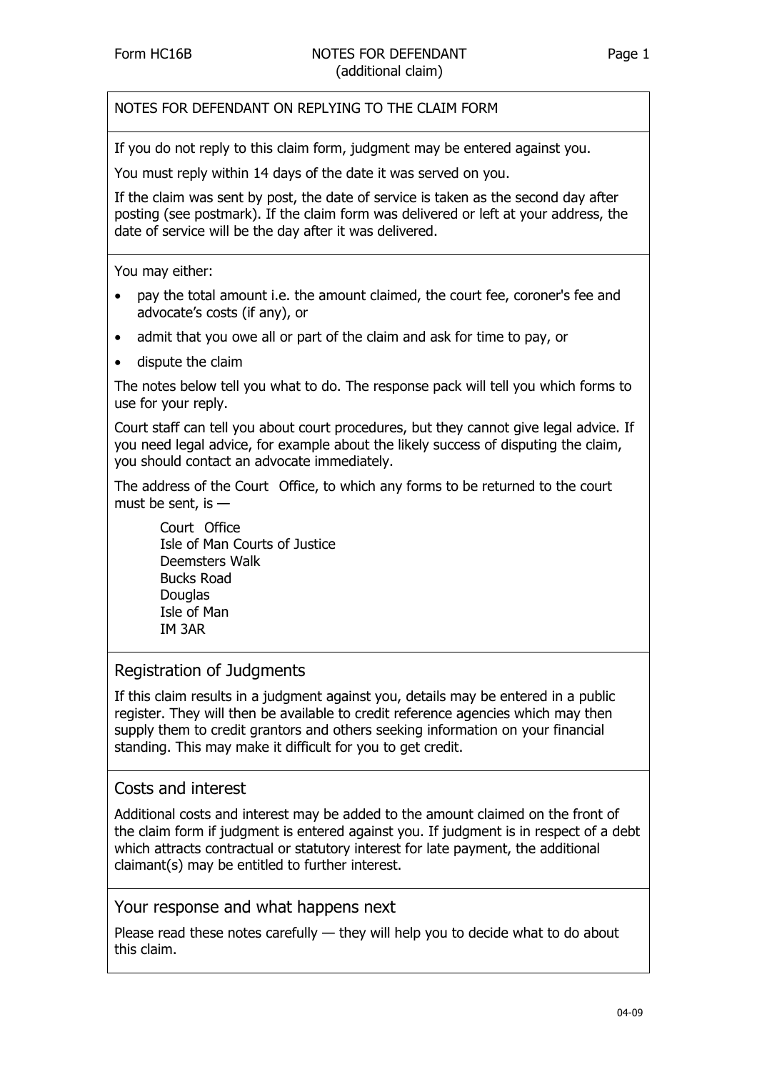Form HC16B

# NOTES FOR DEFENDANT (additional claim)

## NOTES FOR DEFENDANT ON REPLYING TO THE CLAIM FORM

If you do not reply to this claim form, judgment may be entered against you.

You must reply within 14 days of the date it was served on you.

If the claim was sent by post, the date of service is taken as the second day after posting (see postmark). If the claim form was delivered or left at your address, the date of service will be the day after it was delivered.

You may either:

- pay the total amount i.e. the amount claimed, the court fee, coroner's fee and advocate's costs (if any), or
- admit that you owe all or part of the claim and ask for time to pay, or
- dispute the claim

The notes below tell you what to do. The response pack will tell you which forms to use for your reply.

Court staff can tell you about court procedures, but they cannot give legal advice. If you need legal advice, for example about the likely success of disputing the claim, you should contact an advocate immediately.

The address of the Court Office, to which any forms to be returned to the court must be sent, is —

Court Office
Isle of Man Courts of Justice
Deemsters Walk
Bucks Road
Douglas
Isle of Man
IM 3AR

## Registration of Judgments

If this claim results in a judgment against you, details may be entered in a public register. They will then be available to credit reference agencies which may then supply them to credit grantors and others seeking information on your financial standing. This may make it difficult for you to get credit.

## Costs and interest

Additional costs and interest may be added to the amount claimed on the front of the claim form if judgment is entered against you. If judgment is in respect of a debt which attracts contractual or statutory interest for late payment, the additional claimant(s) may be entitled to further interest.

## Your response and what happens next

Please read these notes carefully — they will help you to decide what to do about this claim.

04-09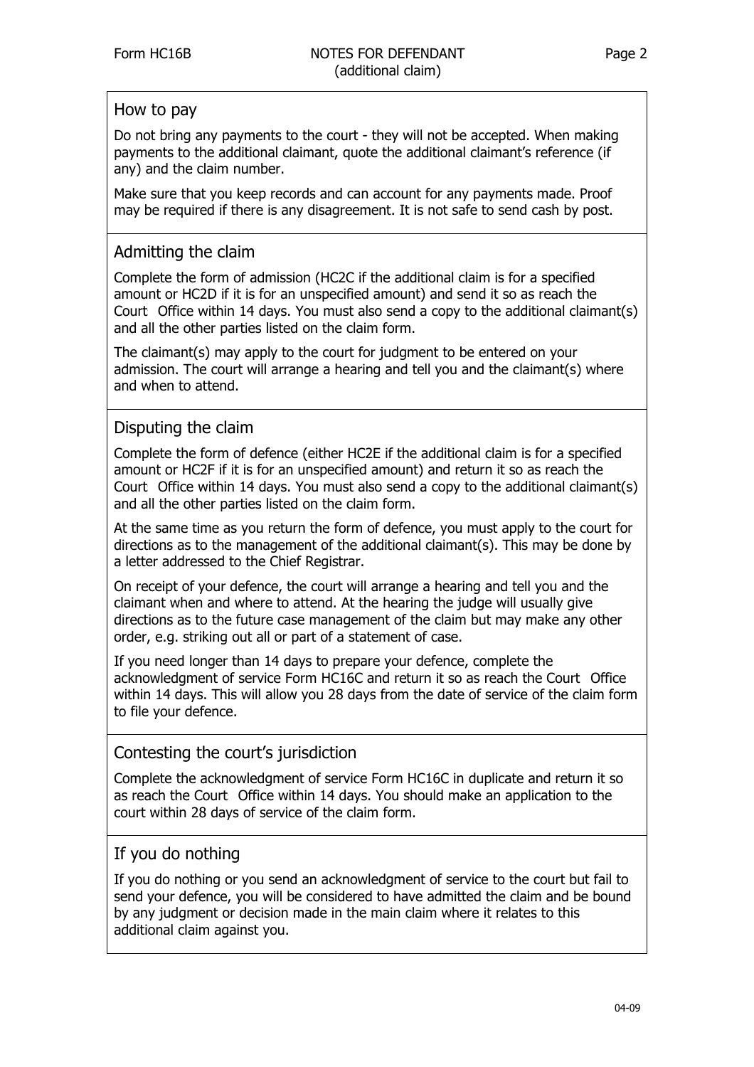## How to pay

Do not bring any payments to the court - they will not be accepted. When making payments to the additional claimant, quote the additional claimant's reference (if any) and the claim number.

Make sure that you keep records and can account for any payments made. Proof may be required if there is any disagreement. It is not safe to send cash by post.

## Admitting the claim

Complete the form of admission (HC2C if the additional claim is for a specified amount or HC2D if it is for an unspecified amount) and send it so as reach the Court Office within 14 days. You must also send a copy to the additional claimant(s) and all the other parties listed on the claim form.

The claimant(s) may apply to the court for judgment to be entered on your admission. The court will arrange a hearing and tell you and the claimant(s) where and when to attend.

## Disputing the claim

Complete the form of defence (either HC2E if the additional claim is for a specified amount or HC2F if it is for an unspecified amount) and return it so as reach the Court Office within 14 days. You must also send a copy to the additional claimant(s) and all the other parties listed on the claim form.

At the same time as you return the form of defence, you must apply to the court for directions as to the management of the additional claimant(s). This may be done by a letter addressed to the Chief Registrar.

On receipt of your defence, the court will arrange a hearing and tell you and the claimant when and where to attend. At the hearing the judge will usually give directions as to the future case management of the claim but may make any other order, e.g. striking out all or part of a statement of case.

If you need longer than 14 days to prepare your defence, complete the acknowledgment of service Form HC16C and return it so as reach the Court Office within 14 days. This will allow you 28 days from the date of service of the claim form to file your defence.

## Contesting the court's jurisdiction

Complete the acknowledgment of service Form HC16C in duplicate and return it so as reach the Court Office within 14 days. You should make an application to the court within 28 days of service of the claim form.

## If you do nothing

If you do nothing or you send an acknowledgment of service to the court but fail to send your defence, you will be considered to have admitted the claim and be bound by any judgment or decision made in the main claim where it relates to this additional claim against you.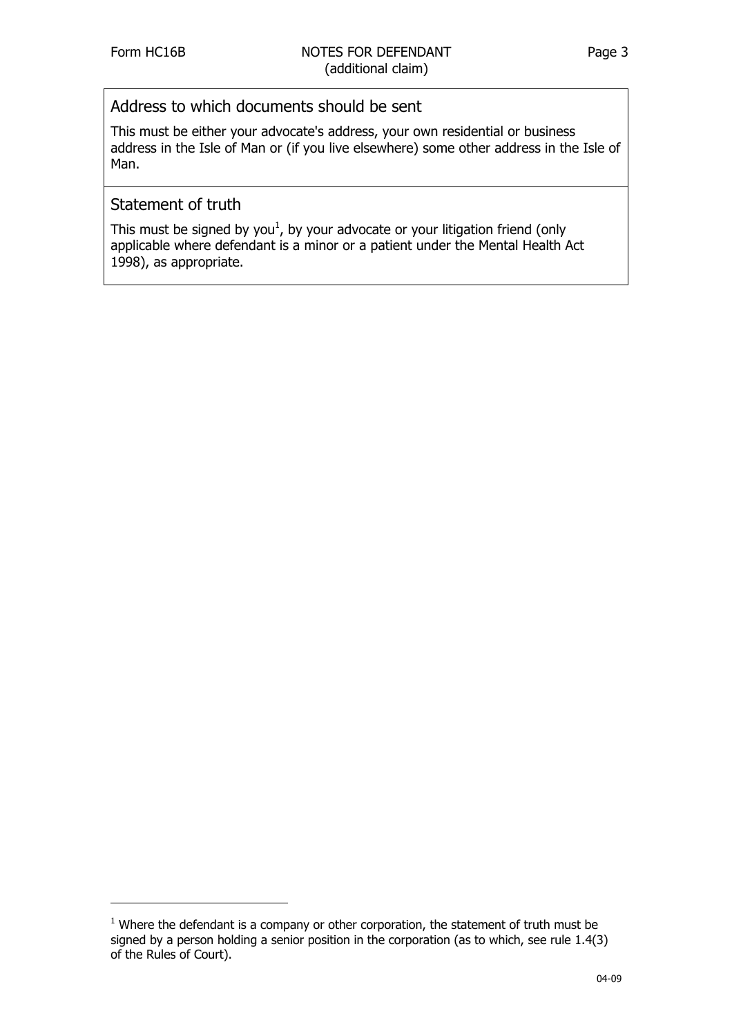## Address to which documents should be sent

This must be either your advocate's address, your own residential or business address in the Isle of Man or (if you live elsewhere) some other address in the Isle of Man.

## Statement of truth

This must be signed by you[1], by your advocate or your litigation friend (only applicable where defendant is a minor or a patient under the Mental Health Act 1998), as appropriate.

---

[1] Where the defendant is a company or other corporation, the statement of truth must be signed by a person holding a senior position in the corporation (as to which, see rule 1.4(3) of the Rules of Court).

04-09